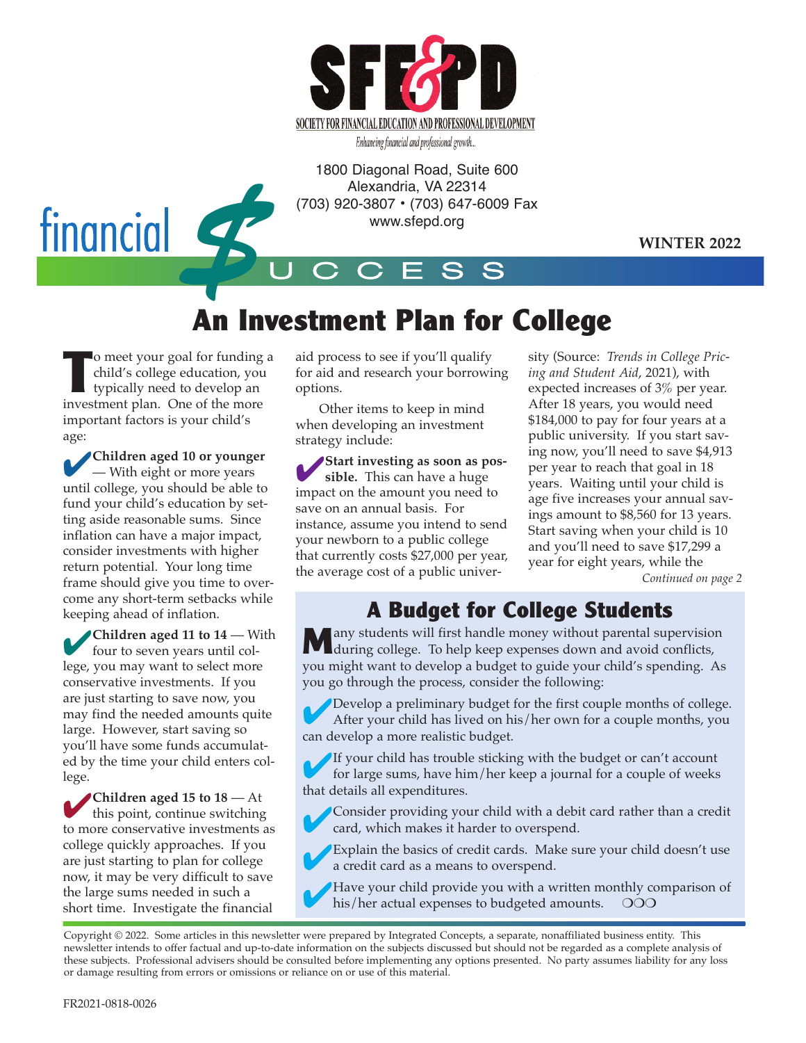SFE&PD

SOCIETY FOR FINANCIAL EDUCATION AND PROFESSIONAL DEVELOPMENT

Enhancing financial and professional growth...

1800 Diagonal Road, Suite 600
Alexandria, VA 22314
(703) 920-3807 • (703) 647-6009 Fax
www.sfepd.org

financial $UCCESS

**WINTER 2022**

# An Investment Plan for College

To meet your goal for funding a child's college education, you typically need to develop an investment plan. One of the more important factors is your child's age:

- **Children aged 10 or younger** — With eight or more years until college, you should be able to fund your child's education by setting aside reasonable sums. Since inflation can have a major impact, consider investments with higher return potential. Your long time frame should give you time to overcome any short-term setbacks while keeping ahead of inflation.

- **Children aged 11 to 14** — With four to seven years until college, you may want to select more conservative investments. If you are just starting to save now, you may find the needed amounts quite large. However, start saving so you'll have some funds accumulated by the time your child enters college.

- **Children aged 15 to 18** — At this point, continue switching to more conservative investments as college quickly approaches. If you are just starting to plan for college now, it may be very difficult to save the large sums needed in such a short time. Investigate the financial aid process to see if you'll qualify for aid and research your borrowing options.

Other items to keep in mind when developing an investment strategy include:

- **Start investing as soon as possible.** This can have a huge impact on the amount you need to save on an annual basis. For instance, assume you intend to send your newborn to a public college that currently costs $27,000 per year, the average cost of a public university (Source: *Trends in College Pricing and Student Aid*, 2021), with expected increases of 3% per year. After 18 years, you would need $184,000 to pay for four years at a public university. If you start saving now, you'll need to save $4,913 per year to reach that goal in 18 years. Waiting until your child is age five increases your annual savings amount to $8,560 for 13 years. Start saving when your child is 10 and you'll need to save $17,299 a year for eight years, while the

*Continued on page 2*

## A Budget for College Students

Many students will first handle money without parental supervision during college. To help keep expenses down and avoid conflicts, you might want to develop a budget to guide your child's spending. As you go through the process, consider the following:

- Develop a preliminary budget for the first couple months of college. After your child has lived on his/her own for a couple months, you can develop a more realistic budget.
- If your child has trouble sticking with the budget or can't account for large sums, have him/her keep a journal for a couple of weeks that details all expenditures.
- Consider providing your child with a debit card rather than a credit card, which makes it harder to overspend.
- Explain the basics of credit cards. Make sure your child doesn't use a credit card as a means to overspend.
- Have your child provide you with a written monthly comparison of his/her actual expenses to budgeted amounts. OOO

Copyright © 2022. Some articles in this newsletter were prepared by Integrated Concepts, a separate, nonaffiliated business entity. This newsletter intends to offer factual and up-to-date information on the subjects discussed but should not be regarded as a complete analysis of these subjects. Professional advisers should be consulted before implementing any options presented. No party assumes liability for any loss or damage resulting from errors or omissions or reliance on or use of this material.

FR2021-0818-0026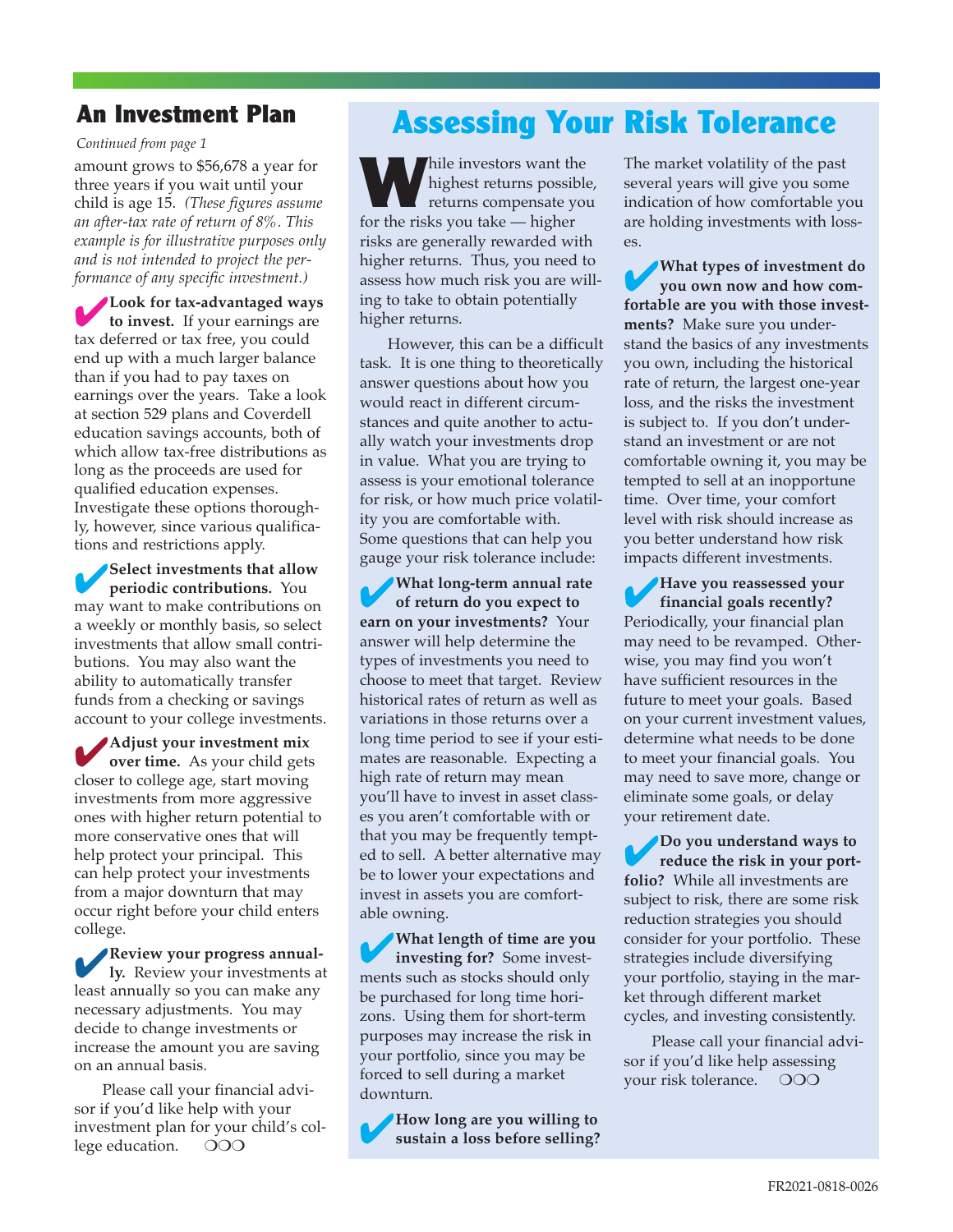## An Investment Plan

*Continued from page 1*

amount grows to $56,678 a year for three years if you wait until your child is age 15. *(These figures assume an after-tax rate of return of 8%. This example is for illustrative purposes only and is not intended to project the performance of any specific investment.)*

✔ **Look for tax-advantaged ways to invest.** If your earnings are tax deferred or tax free, you could end up with a much larger balance than if you had to pay taxes on earnings over the years. Take a look at section 529 plans and Coverdell education savings accounts, both of which allow tax-free distributions as long as the proceeds are used for qualified education expenses. Investigate these options thoroughly, however, since various qualifications and restrictions apply.

✔ **Select investments that allow periodic contributions.** You may want to make contributions on a weekly or monthly basis, so select investments that allow small contributions. You may also want the ability to automatically transfer funds from a checking or savings account to your college investments.

✔ **Adjust your investment mix over time.** As your child gets closer to college age, start moving investments from more aggressive ones with higher return potential to more conservative ones that will help protect your principal. This can help protect your investments from a major downturn that may occur right before your child enters college.

✔ **Review your progress annually.** Review your investments at least annually so you can make any necessary adjustments. You may decide to change investments or increase the amount you are saving on an annual basis.

Please call your financial advisor if you'd like help with your investment plan for your child's college education. ❍❍❍

## Assessing Your Risk Tolerance

While investors want the highest returns possible, returns compensate you for the risks you take — higher risks are generally rewarded with higher returns. Thus, you need to assess how much risk you are willing to take to obtain potentially higher returns.

However, this can be a difficult task. It is one thing to theoretically answer questions about how you would react in different circumstances and quite another to actually watch your investments drop in value. What you are trying to assess is your emotional tolerance for risk, or how much price volatility you are comfortable with. Some questions that can help you gauge your risk tolerance include:

✔ **What long-term annual rate of return do you expect to earn on your investments?** Your answer will help determine the types of investments you need to choose to meet that target. Review historical rates of return as well as variations in those returns over a long time period to see if your estimates are reasonable. Expecting a high rate of return may mean you'll have to invest in asset classes you aren't comfortable with or that you may be frequently tempted to sell. A better alternative may be to lower your expectations and invest in assets you are comfortable owning.

✔ **What length of time are you investing for?** Some investments such as stocks should only be purchased for long time horizons. Using them for short-term purposes may increase the risk in your portfolio, since you may be forced to sell during a market downturn.

✔ **How long are you willing to sustain a loss before selling?** The market volatility of the past several years will give you some indication of how comfortable you are holding investments with losses.

✔ **What types of investment do you own now and how comfortable are you with those investments?** Make sure you understand the basics of any investments you own, including the historical rate of return, the largest one-year loss, and the risks the investment is subject to. If you don't understand an investment or are not comfortable owning it, you may be tempted to sell at an inopportune time. Over time, your comfort level with risk should increase as you better understand how risk impacts different investments.

✔ **Have you reassessed your financial goals recently?** Periodically, your financial plan may need to be revamped. Otherwise, you may find you won't have sufficient resources in the future to meet your goals. Based on your current investment values, determine what needs to be done to meet your financial goals. You may need to save more, change or eliminate some goals, or delay your retirement date.

✔ **Do you understand ways to reduce the risk in your portfolio?** While all investments are subject to risk, there are some risk reduction strategies you should consider for your portfolio. These strategies include diversifying your portfolio, staying in the market through different market cycles, and investing consistently.

Please call your financial advisor if you'd like help assessing your risk tolerance. ❍❍❍

FR2021-0818-0026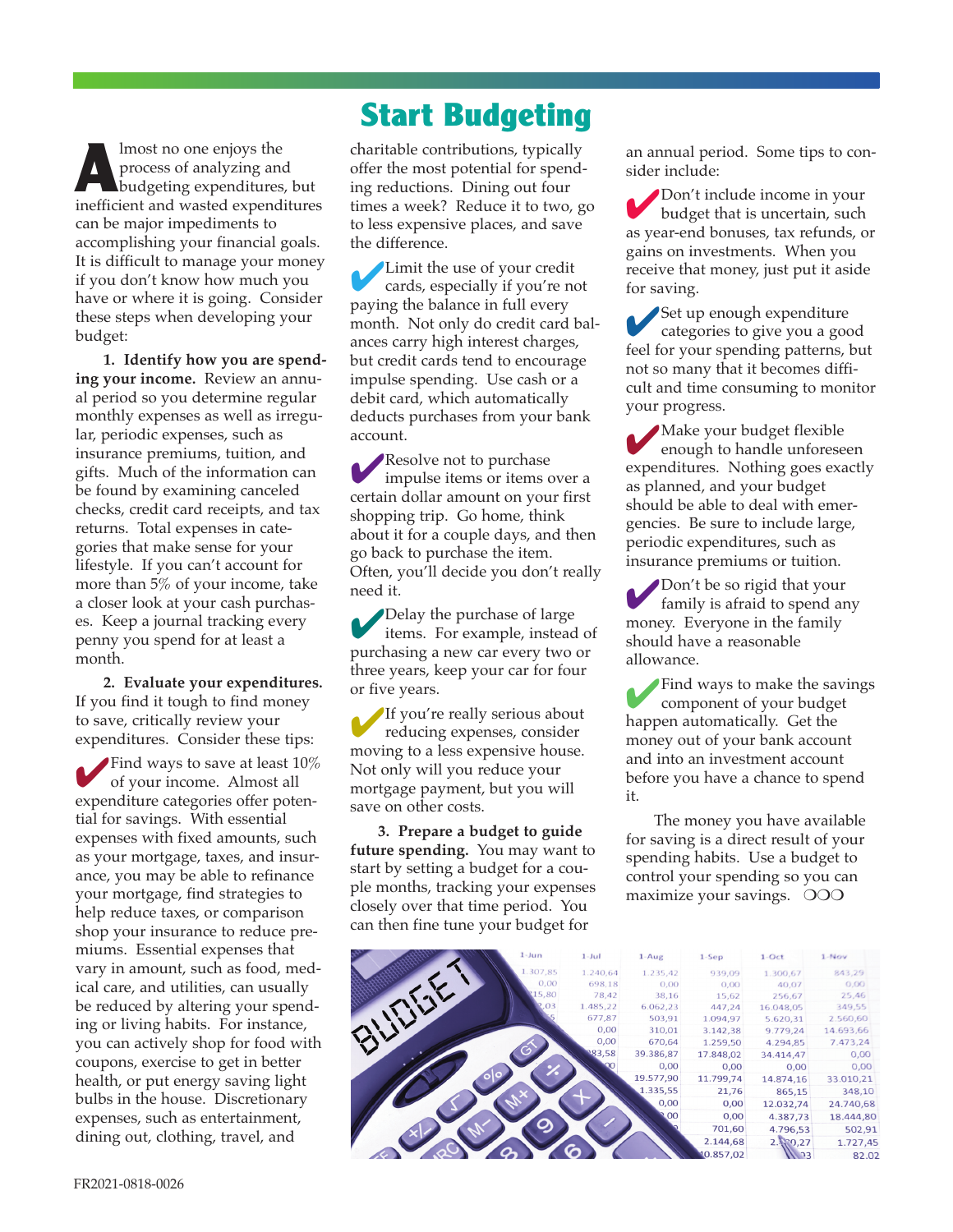# Start Budgeting

Almost no one enjoys the process of analyzing and budgeting expenditures, but inefficient and wasted expenditures can be major impediments to accomplishing your financial goals. It is difficult to manage your money if you don't know how much you have or where it is going. Consider these steps when developing your budget:

**1. Identify how you are spending your income.** Review an annual period so you determine regular monthly expenses as well as irregular, periodic expenses, such as insurance premiums, tuition, and gifts. Much of the information can be found by examining canceled checks, credit card receipts, and tax returns. Total expenses in categories that make sense for your lifestyle. If you can't account for more than 5% of your income, take a closer look at your cash purchases. Keep a journal tracking every penny you spend for at least a month.

**2. Evaluate your expenditures.** If you find it tough to find money to save, critically review your expenditures. Consider these tips:

- Find ways to save at least 10% of your income. Almost all expenditure categories offer potential for savings. With essential expenses with fixed amounts, such as your mortgage, taxes, and insurance, you may be able to refinance your mortgage, find strategies to help reduce taxes, or comparison shop your insurance to reduce premiums. Essential expenses that vary in amount, such as food, medical care, and utilities, can usually be reduced by altering your spending or living habits. For instance, you can actively shop for food with coupons, exercise to get in better health, or put energy saving light bulbs in the house. Discretionary expenses, such as entertainment, dining out, clothing, travel, and charitable contributions, typically offer the most potential for spending reductions. Dining out four times a week? Reduce it to two, go to less expensive places, and save the difference.
- Limit the use of your credit cards, especially if you're not paying the balance in full every month. Not only do credit card balances carry high interest charges, but credit cards tend to encourage impulse spending. Use cash or a debit card, which automatically deducts purchases from your bank account.
- Resolve not to purchase impulse items or items over a certain dollar amount on your first shopping trip. Go home, think about it for a couple days, and then go back to purchase the item. Often, you'll decide you don't really need it.
- Delay the purchase of large items. For example, instead of purchasing a new car every two or three years, keep your car for four or five years.
- If you're really serious about reducing expenses, consider moving to a less expensive house. Not only will you reduce your mortgage payment, but you will save on other costs.

**3. Prepare a budget to guide future spending.** You may want to start by setting a budget for a couple months, tracking your expenses closely over that time period. You can then fine tune your budget for an annual period. Some tips to consider include:

- Don't include income in your budget that is uncertain, such as year-end bonuses, tax refunds, or gains on investments. When you receive that money, just put it aside for saving.
- Set up enough expenditure categories to give you a good feel for your spending patterns, but not so many that it becomes difficult and time consuming to monitor your progress.
- Make your budget flexible enough to handle unforeseen expenditures. Nothing goes exactly as planned, and your budget should be able to deal with emergencies. Be sure to include large, periodic expenditures, such as insurance premiums or tuition.
- Don't be so rigid that your family is afraid to spend any money. Everyone in the family should have a reasonable allowance.
- Find ways to make the savings component of your budget happen automatically. Get the money out of your bank account and into an investment account before you have a chance to spend it.

The money you have available for saving is a direct result of your spending habits. Use a budget to control your spending so you can maximize your savings. ○○○

FR2021-0818-0026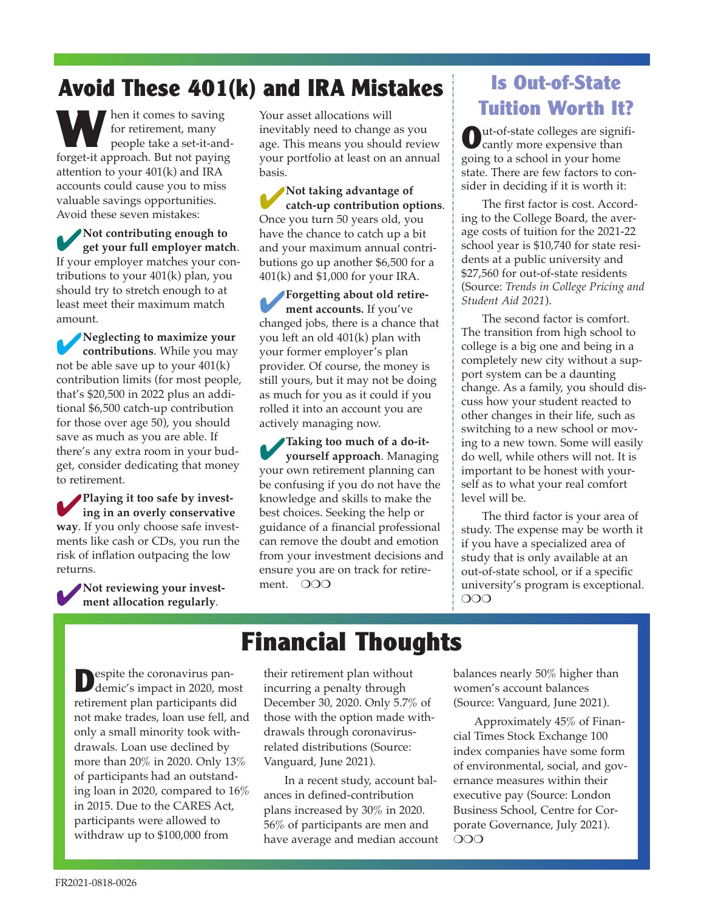## Avoid These 401(k) and IRA Mistakes

When it comes to saving for retirement, many people take a set-it-and-forget-it approach. But not paying attention to your 401(k) and IRA accounts could cause you to miss valuable savings opportunities. Avoid these seven mistakes:

✔ **Not contributing enough to get your full employer match**. If your employer matches your contributions to your 401(k) plan, you should try to stretch enough to at least meet their maximum match amount.

✔ **Neglecting to maximize your contributions**. While you may not be able save up to your 401(k) contribution limits (for most people, that's $20,500 in 2022 plus an additional $6,500 catch-up contribution for those over age 50), you should save as much as you are able. If there's any extra room in your budget, consider dedicating that money to retirement.

✔ **Playing it too safe by investing in an overly conservative way**. If you only choose safe investments like cash or CDs, you run the risk of inflation outpacing the low returns.

✔ **Not reviewing your investment allocation regularly**. Your asset allocations will inevitably need to change as you age. This means you should review your portfolio at least on an annual basis.

✔ **Not taking advantage of catch-up contribution options**. Once you turn 50 years old, you have the chance to catch up a bit and your maximum annual contributions go up another $6,500 for a 401(k) and $1,000 for your IRA.

✔ **Forgetting about old retirement accounts.** If you've changed jobs, there is a chance that you left an old 401(k) plan with your former employer's plan provider. Of course, the money is still yours, but it may not be doing as much for you as it could if you rolled it into an account you are actively managing now.

✔ **Taking too much of a do-it-yourself approach**. Managing your own retirement planning can be confusing if you do not have the knowledge and skills to make the best choices. Seeking the help or guidance of a financial professional can remove the doubt and emotion from your investment decisions and ensure you are on track for retirement. ❍❍❍

## Is Out-of-State Tuition Worth It?

Out-of-state colleges are significantly more expensive than going to a school in your home state. There are few factors to consider in deciding if it is worth it:

The first factor is cost. According to the College Board, the average costs of tuition for the 2021-22 school year is $10,740 for state residents at a public university and $27,560 for out-of-state residents (Source: *Trends in College Pricing and Student Aid 2021*).

The second factor is comfort. The transition from high school to college is a big one and being in a completely new city without a support system can be a daunting change. As a family, you should discuss how your student reacted to other changes in their life, such as switching to a new school or moving to a new town. Some will easily do well, while others will not. It is important to be honest with yourself as to what your real comfort level will be.

The third factor is your area of study. The expense may be worth it if you have a specialized area of study that is only available at an out-of-state school, or if a specific university's program is exceptional. ❍❍❍

## Financial Thoughts

Despite the coronavirus pandemic's impact in 2020, most retirement plan participants did not make trades, loan use fell, and only a small minority took withdrawals. Loan use declined by more than 20% in 2020. Only 13% of participants had an outstanding loan in 2020, compared to 16% in 2015. Due to the CARES Act, participants were allowed to withdraw up to $100,000 from their retirement plan without incurring a penalty through December 30, 2020. Only 5.7% of those with the option made withdrawals through coronavirus-related distributions (Source: Vanguard, June 2021).

In a recent study, account balances in defined-contribution plans increased by 30% in 2020. 56% of participants are men and have average and median account balances nearly 50% higher than women's account balances (Source: Vanguard, June 2021).

Approximately 45% of Financial Times Stock Exchange 100 index companies have some form of environmental, social, and governance measures within their executive pay (Source: London Business School, Centre for Corporate Governance, July 2021). ❍❍❍

FR2021-0818-0026